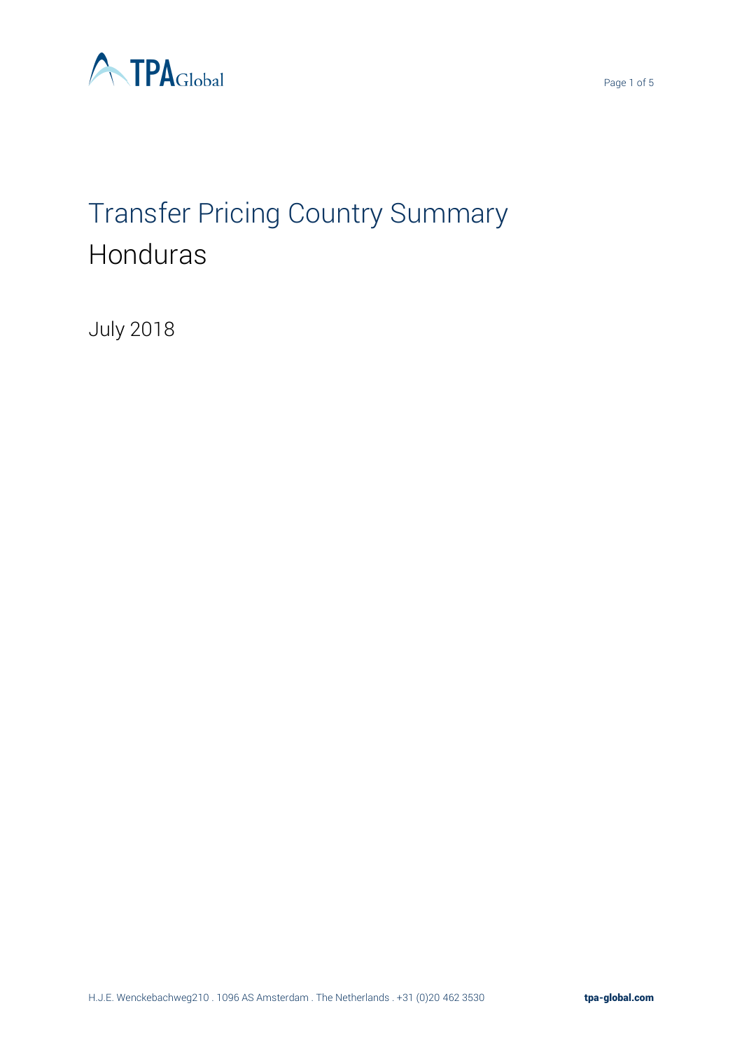# Transfer Pricing Country Summary

## Honduras

July 2018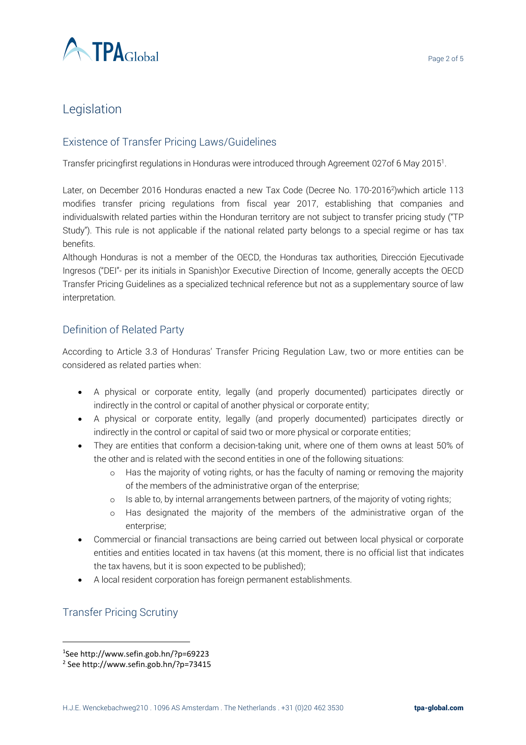# Legislation

## Existence of Transfer Pricing Laws/Guidelines

Transfer pricingfirst regulations in Honduras were introduced through Agreement 027of 6 May 2015[1].

Later, on December 2016 Honduras enacted a new Tax Code (Decree No. 170-2016[2])which article 113 modifies transfer pricing regulations from fiscal year 2017, establishing that companies and individualswith related parties within the Honduran territory are not subject to transfer pricing study ("TP Study"). This rule is not applicable if the national related party belongs to a special regime or has tax benefits.

Although Honduras is not a member of the OECD, the Honduras tax authorities, Dirección Ejecutivade Ingresos ("DEI"- per its initials in Spanish)or Executive Direction of Income, generally accepts the OECD Transfer Pricing Guidelines as a specialized technical reference but not as a supplementary source of law interpretation.

## Definition of Related Party

According to Article 3.3 of Honduras' Transfer Pricing Regulation Law, two or more entities can be considered as related parties when:

- A physical or corporate entity, legally (and properly documented) participates directly or indirectly in the control or capital of another physical or corporate entity;
- A physical or corporate entity, legally (and properly documented) participates directly or indirectly in the control or capital of said two or more physical or corporate entities;
- They are entities that conform a decision-taking unit, where one of them owns at least 50% of the other and is related with the second entities in one of the following situations:
    - Has the majority of voting rights, or has the faculty of naming or removing the majority of the members of the administrative organ of the enterprise;
    - Is able to, by internal arrangements between partners, of the majority of voting rights;
    - Has designated the majority of the members of the administrative organ of the enterprise;
- Commercial or financial transactions are being carried out between local physical or corporate entities and entities located in tax havens (at this moment, there is no official list that indicates the tax havens, but it is soon expected to be published);
- A local resident corporation has foreign permanent establishments.

## Transfer Pricing Scrutiny

---

[1]See http://www.sefin.gob.hn/?p=69223

[2] See http://www.sefin.gob.hn/?p=73415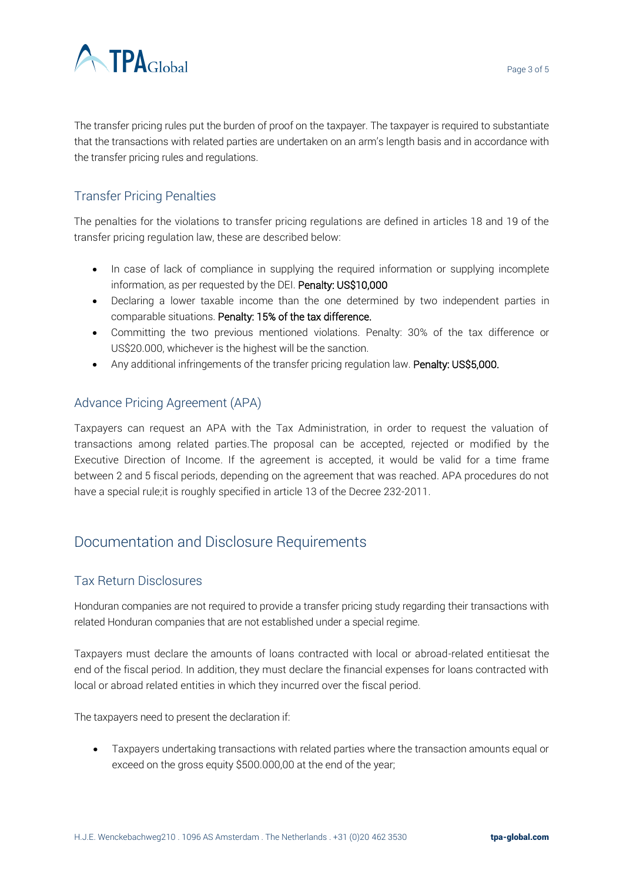The transfer pricing rules put the burden of proof on the taxpayer. The taxpayer is required to substantiate that the transactions with related parties are undertaken on an arm's length basis and in accordance with the transfer pricing rules and regulations.

## Transfer Pricing Penalties

The penalties for the violations to transfer pricing regulations are defined in articles 18 and 19 of the transfer pricing regulation law, these are described below:

- In case of lack of compliance in supplying the required information or supplying incomplete information, as per requested by the DEI. Penalty: US$10,000
- Declaring a lower taxable income than the one determined by two independent parties in comparable situations. Penalty: 15% of the tax difference.
- Committing the two previous mentioned violations. Penalty: 30% of the tax difference or US$20.000, whichever is the highest will be the sanction.
- Any additional infringements of the transfer pricing regulation law. Penalty: US$5,000.

## Advance Pricing Agreement (APA)

Taxpayers can request an APA with the Tax Administration, in order to request the valuation of transactions among related parties.The proposal can be accepted, rejected or modified by the Executive Direction of Income. If the agreement is accepted, it would be valid for a time frame between 2 and 5 fiscal periods, depending on the agreement that was reached. APA procedures do not have a special rule;it is roughly specified in article 13 of the Decree 232-2011.

# Documentation and Disclosure Requirements

## Tax Return Disclosures

Honduran companies are not required to provide a transfer pricing study regarding their transactions with related Honduran companies that are not established under a special regime.

Taxpayers must declare the amounts of loans contracted with local or abroad-related entitiesat the end of the fiscal period. In addition, they must declare the financial expenses for loans contracted with local or abroad related entities in which they incurred over the fiscal period.

The taxpayers need to present the declaration if:

- Taxpayers undertaking transactions with related parties where the transaction amounts equal or exceed on the gross equity $500.000,00 at the end of the year;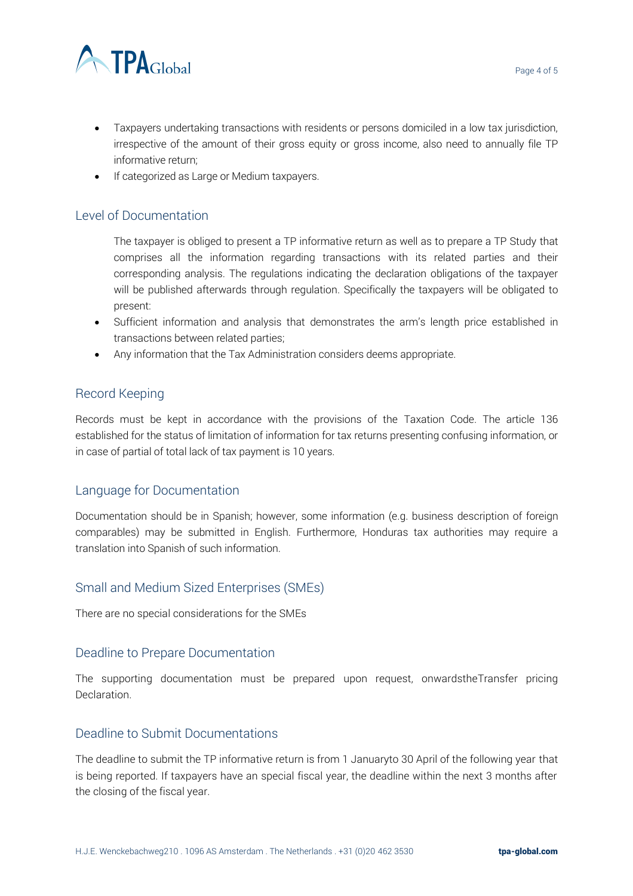- Taxpayers undertaking transactions with residents or persons domiciled in a low tax jurisdiction, irrespective of the amount of their gross equity or gross income, also need to annually file TP informative return;
- If categorized as Large or Medium taxpayers.

## Level of Documentation

The taxpayer is obliged to present a TP informative return as well as to prepare a TP Study that comprises all the information regarding transactions with its related parties and their corresponding analysis. The regulations indicating the declaration obligations of the taxpayer will be published afterwards through regulation. Specifically the taxpayers will be obligated to present:

- Sufficient information and analysis that demonstrates the arm's length price established in transactions between related parties;
- Any information that the Tax Administration considers deems appropriate.

## Record Keeping

Records must be kept in accordance with the provisions of the Taxation Code. The article 136 established for the status of limitation of information for tax returns presenting confusing information, or in case of partial of total lack of tax payment is 10 years.

## Language for Documentation

Documentation should be in Spanish; however, some information (e.g. business description of foreign comparables) may be submitted in English. Furthermore, Honduras tax authorities may require a translation into Spanish of such information.

## Small and Medium Sized Enterprises (SMEs)

There are no special considerations for the SMEs

## Deadline to Prepare Documentation

The supporting documentation must be prepared upon request, onwardstheTransfer pricing Declaration.

## Deadline to Submit Documentations

The deadline to submit the TP informative return is from 1 Januaryto 30 April of the following year that is being reported. If taxpayers have an special fiscal year, the deadline within the next 3 months after the closing of the fiscal year.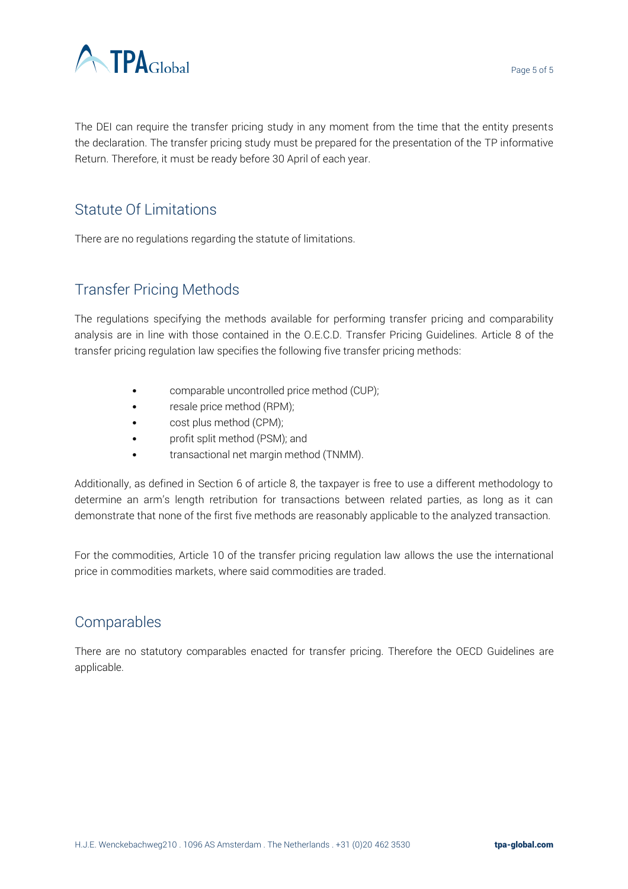The DEI can require the transfer pricing study in any moment from the time that the entity presents the declaration. The transfer pricing study must be prepared for the presentation of the TP informative Return. Therefore, it must be ready before 30 April of each year.

## Statute Of Limitations

There are no regulations regarding the statute of limitations.

## Transfer Pricing Methods

The regulations specifying the methods available for performing transfer pricing and comparability analysis are in line with those contained in the O.E.C.D. Transfer Pricing Guidelines. Article 8 of the transfer pricing regulation law specifies the following five transfer pricing methods:

- comparable uncontrolled price method (CUP);
- resale price method (RPM);
- cost plus method (CPM);
- profit split method (PSM); and
- transactional net margin method (TNMM).

Additionally, as defined in Section 6 of article 8, the taxpayer is free to use a different methodology to determine an arm's length retribution for transactions between related parties, as long as it can demonstrate that none of the first five methods are reasonably applicable to the analyzed transaction.

For the commodities, Article 10 of the transfer pricing regulation law allows the use the international price in commodities markets, where said commodities are traded.

## Comparables

There are no statutory comparables enacted for transfer pricing. Therefore the OECD Guidelines are applicable.